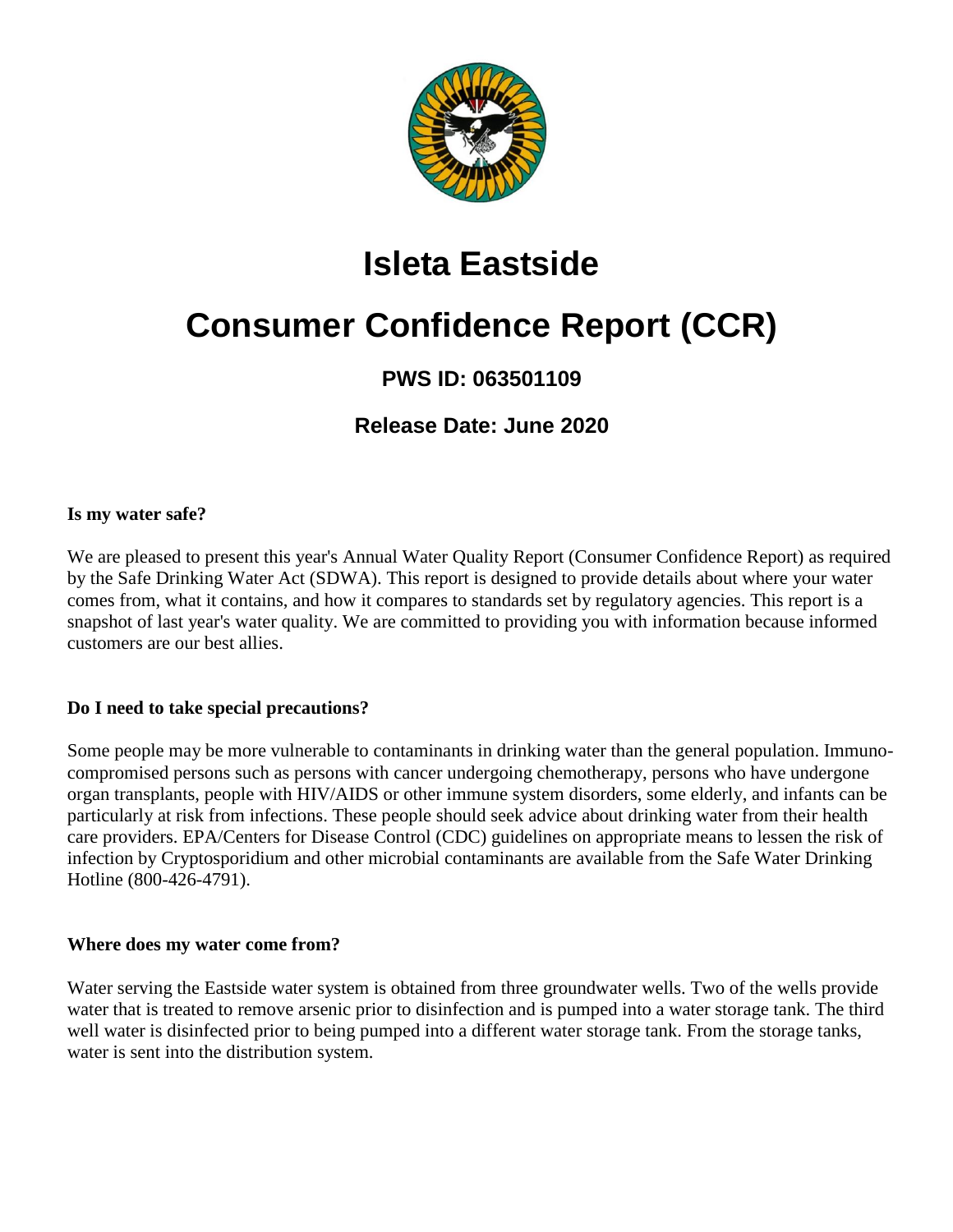# Isleta Eastside

# Consumer Confidence Report (CCR)

### PWS ID: 063501109

### Release Date: June 2020

**Is my water safe?**

We are pleased to present this year's Annual Water Quality Report (Consumer Confidence Report) as required by the Safe Drinking Water Act (SDWA). This report is designed to provide details about where your water comes from, what it contains, and how it compares to standards set by regulatory agencies. This report is a snapshot of last year's water quality. We are committed to providing you with information because informed customers are our best allies.

**Do I need to take special precautions?**

Some people may be more vulnerable to contaminants in drinking water than the general population. Immuno-compromised persons such as persons with cancer undergoing chemotherapy, persons who have undergone organ transplants, people with HIV/AIDS or other immune system disorders, some elderly, and infants can be particularly at risk from infections. These people should seek advice about drinking water from their health care providers. EPA/Centers for Disease Control (CDC) guidelines on appropriate means to lessen the risk of infection by Cryptosporidium and other microbial contaminants are available from the Safe Water Drinking Hotline (800-426-4791).

**Where does my water come from?**

Water serving the Eastside water system is obtained from three groundwater wells. Two of the wells provide water that is treated to remove arsenic prior to disinfection and is pumped into a water storage tank. The third well water is disinfected prior to being pumped into a different water storage tank. From the storage tanks, water is sent into the distribution system.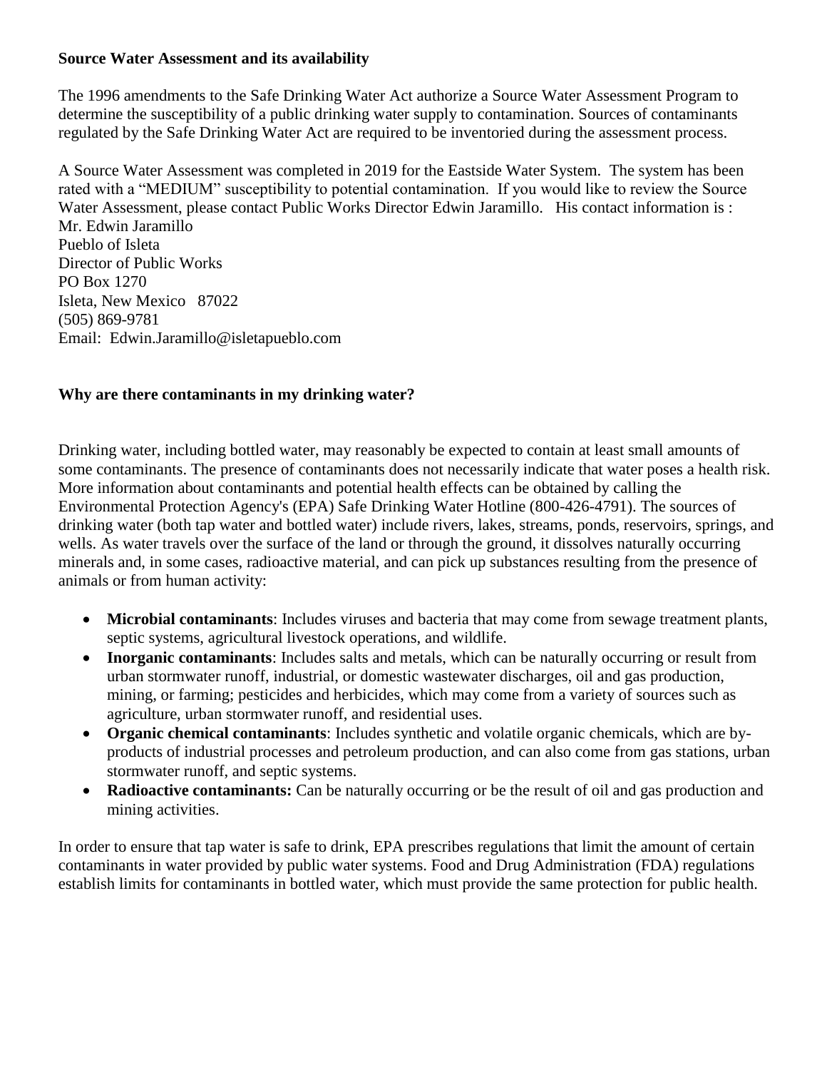**Source Water Assessment and its availability**

The 1996 amendments to the Safe Drinking Water Act authorize a Source Water Assessment Program to determine the susceptibility of a public drinking water supply to contamination. Sources of contaminants regulated by the Safe Drinking Water Act are required to be inventoried during the assessment process.

A Source Water Assessment was completed in 2019 for the Eastside Water System. The system has been rated with a "MEDIUM" susceptibility to potential contamination. If you would like to review the Source Water Assessment, please contact Public Works Director Edwin Jaramillo. His contact information is :
Mr. Edwin Jaramillo
Pueblo of Isleta
Director of Public Works
PO Box 1270
Isleta, New Mexico 87022
(505) 869-9781
Email: Edwin.Jaramillo@isletapueblo.com

**Why are there contaminants in my drinking water?**

Drinking water, including bottled water, may reasonably be expected to contain at least small amounts of some contaminants. The presence of contaminants does not necessarily indicate that water poses a health risk. More information about contaminants and potential health effects can be obtained by calling the Environmental Protection Agency's (EPA) Safe Drinking Water Hotline (800-426-4791). The sources of drinking water (both tap water and bottled water) include rivers, lakes, streams, ponds, reservoirs, springs, and wells. As water travels over the surface of the land or through the ground, it dissolves naturally occurring minerals and, in some cases, radioactive material, and can pick up substances resulting from the presence of animals or from human activity:

- **Microbial contaminants**: Includes viruses and bacteria that may come from sewage treatment plants, septic systems, agricultural livestock operations, and wildlife.
- **Inorganic contaminants**: Includes salts and metals, which can be naturally occurring or result from urban stormwater runoff, industrial, or domestic wastewater discharges, oil and gas production, mining, or farming; pesticides and herbicides, which may come from a variety of sources such as agriculture, urban stormwater runoff, and residential uses.
- **Organic chemical contaminants**: Includes synthetic and volatile organic chemicals, which are by-products of industrial processes and petroleum production, and can also come from gas stations, urban stormwater runoff, and septic systems.
- **Radioactive contaminants:** Can be naturally occurring or be the result of oil and gas production and mining activities.

In order to ensure that tap water is safe to drink, EPA prescribes regulations that limit the amount of certain contaminants in water provided by public water systems. Food and Drug Administration (FDA) regulations establish limits for contaminants in bottled water, which must provide the same protection for public health.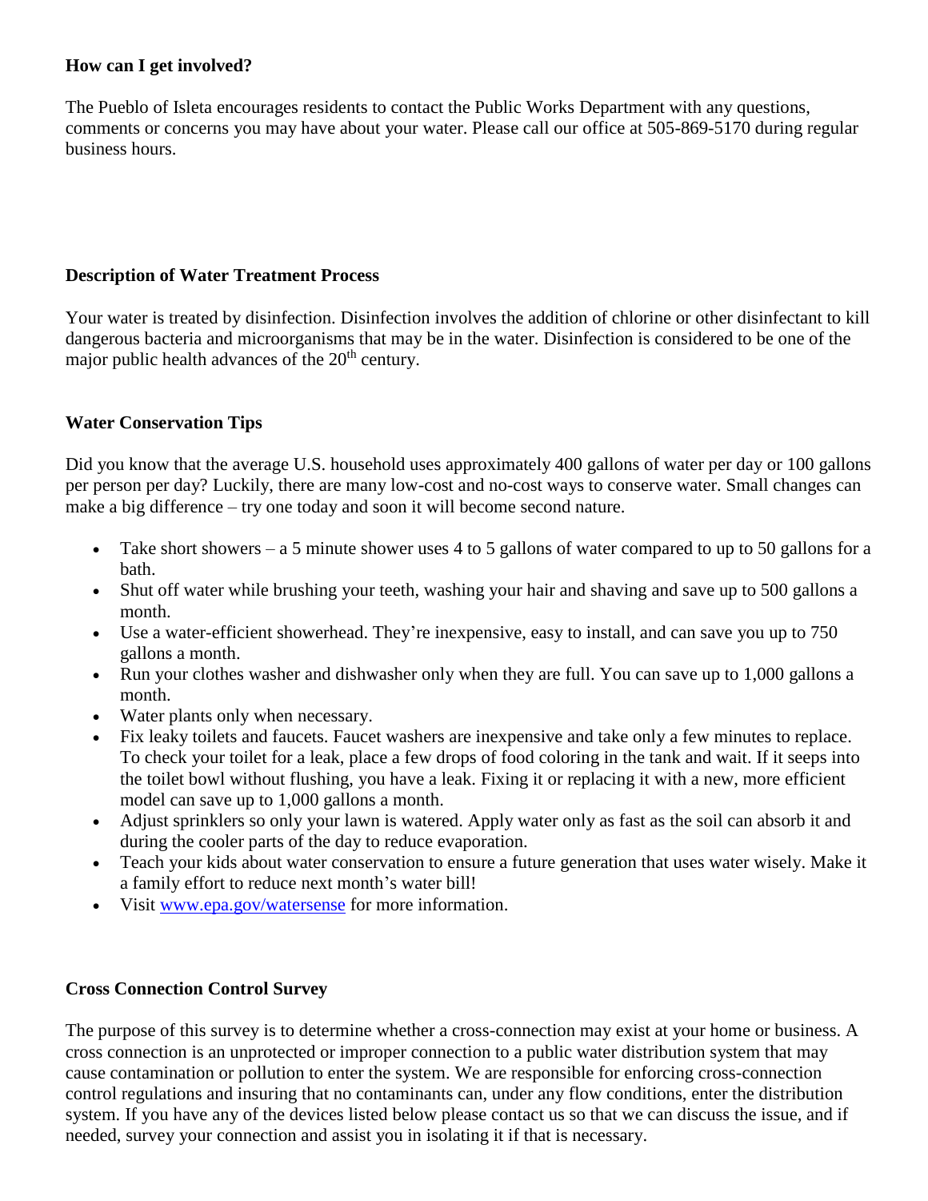## How can I get involved?

The Pueblo of Isleta encourages residents to contact the Public Works Department with any questions, comments or concerns you may have about your water. Please call our office at 505-869-5170 during regular business hours.

## Description of Water Treatment Process

Your water is treated by disinfection. Disinfection involves the addition of chlorine or other disinfectant to kill dangerous bacteria and microorganisms that may be in the water. Disinfection is considered to be one of the major public health advances of the 20th century.

## Water Conservation Tips

Did you know that the average U.S. household uses approximately 400 gallons of water per day or 100 gallons per person per day? Luckily, there are many low-cost and no-cost ways to conserve water. Small changes can make a big difference – try one today and soon it will become second nature.

- Take short showers – a 5 minute shower uses 4 to 5 gallons of water compared to up to 50 gallons for a bath.
- Shut off water while brushing your teeth, washing your hair and shaving and save up to 500 gallons a month.
- Use a water-efficient showerhead. They're inexpensive, easy to install, and can save you up to 750 gallons a month.
- Run your clothes washer and dishwasher only when they are full. You can save up to 1,000 gallons a month.
- Water plants only when necessary.
- Fix leaky toilets and faucets. Faucet washers are inexpensive and take only a few minutes to replace. To check your toilet for a leak, place a few drops of food coloring in the tank and wait. If it seeps into the toilet bowl without flushing, you have a leak. Fixing it or replacing it with a new, more efficient model can save up to 1,000 gallons a month.
- Adjust sprinklers so only your lawn is watered. Apply water only as fast as the soil can absorb it and during the cooler parts of the day to reduce evaporation.
- Teach your kids about water conservation to ensure a future generation that uses water wisely. Make it a family effort to reduce next month's water bill!
- Visit www.epa.gov/watersense for more information.

## Cross Connection Control Survey

The purpose of this survey is to determine whether a cross-connection may exist at your home or business. A cross connection is an unprotected or improper connection to a public water distribution system that may cause contamination or pollution to enter the system. We are responsible for enforcing cross-connection control regulations and insuring that no contaminants can, under any flow conditions, enter the distribution system. If you have any of the devices listed below please contact us so that we can discuss the issue, and if needed, survey your connection and assist you in isolating it if that is necessary.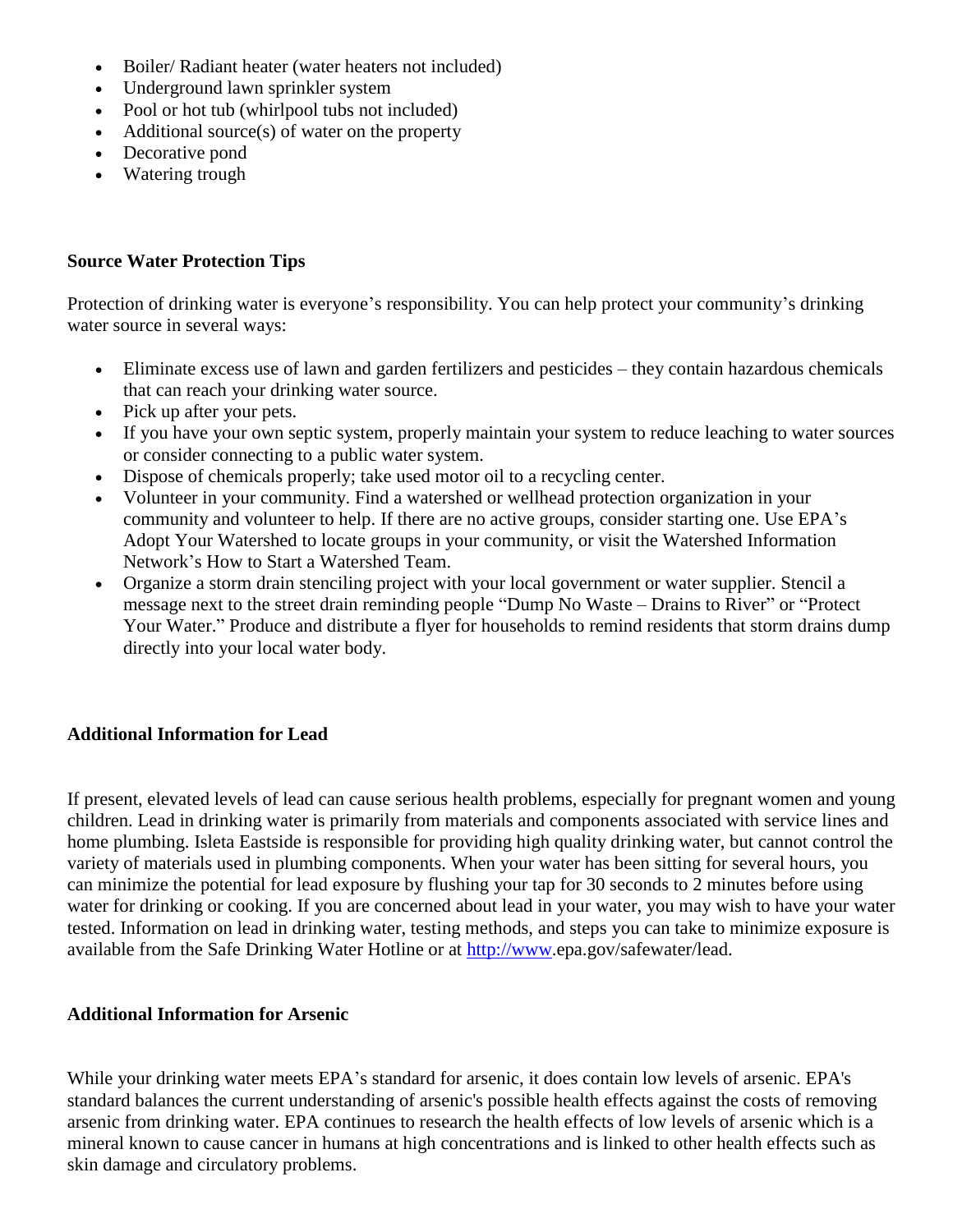- Boiler/ Radiant heater (water heaters not included)
- Underground lawn sprinkler system
- Pool or hot tub (whirlpool tubs not included)
- Additional source(s) of water on the property
- Decorative pond
- Watering trough

**Source Water Protection Tips**

Protection of drinking water is everyone's responsibility. You can help protect your community's drinking water source in several ways:

- Eliminate excess use of lawn and garden fertilizers and pesticides – they contain hazardous chemicals that can reach your drinking water source.
- Pick up after your pets.
- If you have your own septic system, properly maintain your system to reduce leaching to water sources or consider connecting to a public water system.
- Dispose of chemicals properly; take used motor oil to a recycling center.
- Volunteer in your community. Find a watershed or wellhead protection organization in your community and volunteer to help. If there are no active groups, consider starting one. Use EPA's Adopt Your Watershed to locate groups in your community, or visit the Watershed Information Network's How to Start a Watershed Team.
- Organize a storm drain stenciling project with your local government or water supplier. Stencil a message next to the street drain reminding people "Dump No Waste – Drains to River" or "Protect Your Water." Produce and distribute a flyer for households to remind residents that storm drains dump directly into your local water body.

**Additional Information for Lead**

If present, elevated levels of lead can cause serious health problems, especially for pregnant women and young children. Lead in drinking water is primarily from materials and components associated with service lines and home plumbing. Isleta Eastside is responsible for providing high quality drinking water, but cannot control the variety of materials used in plumbing components. When your water has been sitting for several hours, you can minimize the potential for lead exposure by flushing your tap for 30 seconds to 2 minutes before using water for drinking or cooking. If you are concerned about lead in your water, you may wish to have your water tested. Information on lead in drinking water, testing methods, and steps you can take to minimize exposure is available from the Safe Drinking Water Hotline or at http://www.epa.gov/safewater/lead.

**Additional Information for Arsenic**

While your drinking water meets EPA's standard for arsenic, it does contain low levels of arsenic. EPA's standard balances the current understanding of arsenic's possible health effects against the costs of removing arsenic from drinking water. EPA continues to research the health effects of low levels of arsenic which is a mineral known to cause cancer in humans at high concentrations and is linked to other health effects such as skin damage and circulatory problems.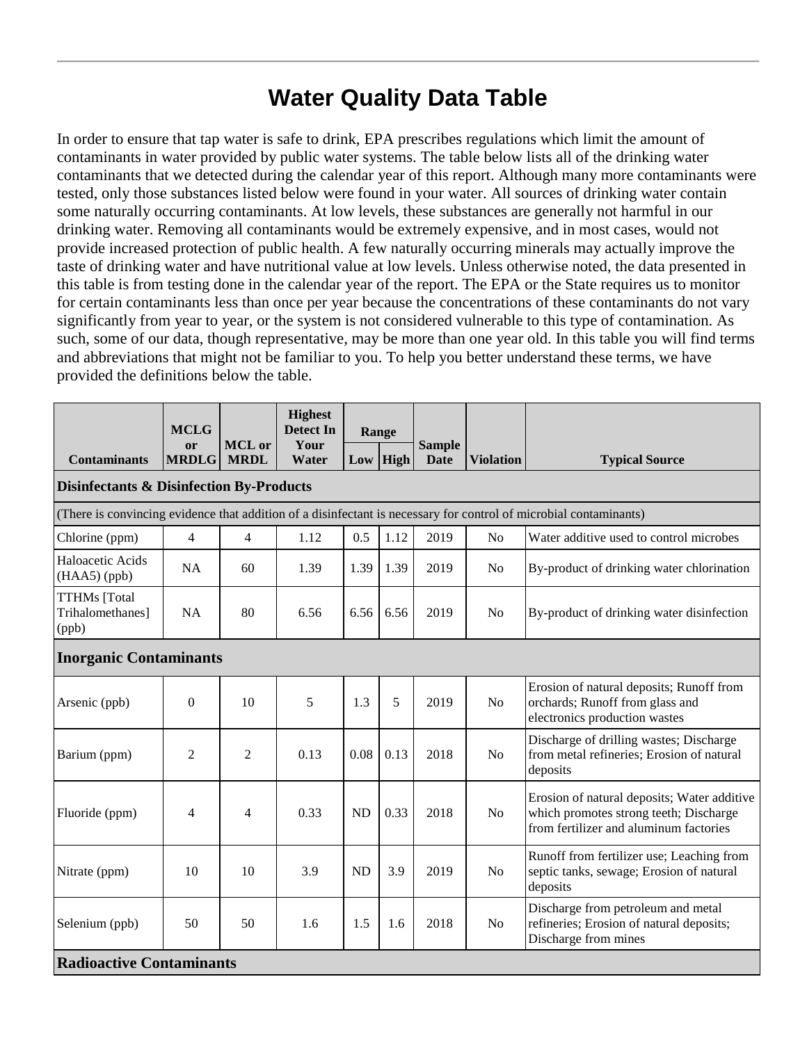# Water Quality Data Table

In order to ensure that tap water is safe to drink, EPA prescribes regulations which limit the amount of contaminants in water provided by public water systems. The table below lists all of the drinking water contaminants that we detected during the calendar year of this report. Although many more contaminants were tested, only those substances listed below were found in your water. All sources of drinking water contain some naturally occurring contaminants. At low levels, these substances are generally not harmful in our drinking water. Removing all contaminants would be extremely expensive, and in most cases, would not provide increased protection of public health. A few naturally occurring minerals may actually improve the taste of drinking water and have nutritional value at low levels. Unless otherwise noted, the data presented in this table is from testing done in the calendar year of the report. The EPA or the State requires us to monitor for certain contaminants less than once per year because the concentrations of these contaminants do not vary significantly from year to year, or the system is not considered vulnerable to this type of contamination. As such, some of our data, though representative, may be more than one year old. In this table you will find terms and abbreviations that might not be familiar to you. To help you better understand these terms, we have provided the definitions below the table.

| Contaminants | MCLG or MRDLG | MCL or MRDL | Highest Detect In Your Water | Range | | Sample Date | Violation | Typical Source |
|---|---|---|---|---|---|---|---|---|
| | | | | Low | High | | | |
| **Disinfectants & Disinfection By-Products** | | | | | | | | |
| (There is convincing evidence that addition of a disinfectant is necessary for control of microbial contaminants) | | | | | | | | |
| Chlorine (ppm) | 4 | 4 | 1.12 | 0.5 | 1.12 | 2019 | No | Water additive used to control microbes |
| Haloacetic Acids (HAA5) (ppb) | NA | 60 | 1.39 | 1.39 | 1.39 | 2019 | No | By-product of drinking water chlorination |
| TTHMs [Total Trihalomethanes] (ppb) | NA | 80 | 6.56 | 6.56 | 6.56 | 2019 | No | By-product of drinking water disinfection |
| **Inorganic Contaminants** | | | | | | | | |
| Arsenic (ppb) | 0 | 10 | 5 | 1.3 | 5 | 2019 | No | Erosion of natural deposits; Runoff from orchards; Runoff from glass and electronics production wastes |
| Barium (ppm) | 2 | 2 | 0.13 | 0.08 | 0.13 | 2018 | No | Discharge of drilling wastes; Discharge from metal refineries; Erosion of natural deposits |
| Fluoride (ppm) | 4 | 4 | 0.33 | ND | 0.33 | 2018 | No | Erosion of natural deposits; Water additive which promotes strong teeth; Discharge from fertilizer and aluminum factories |
| Nitrate (ppm) | 10 | 10 | 3.9 | ND | 3.9 | 2019 | No | Runoff from fertilizer use; Leaching from septic tanks, sewage; Erosion of natural deposits |
| Selenium (ppb) | 50 | 50 | 1.6 | 1.5 | 1.6 | 2018 | No | Discharge from petroleum and metal refineries; Erosion of natural deposits; Discharge from mines |
| **Radioactive Contaminants** | | | | | | | | |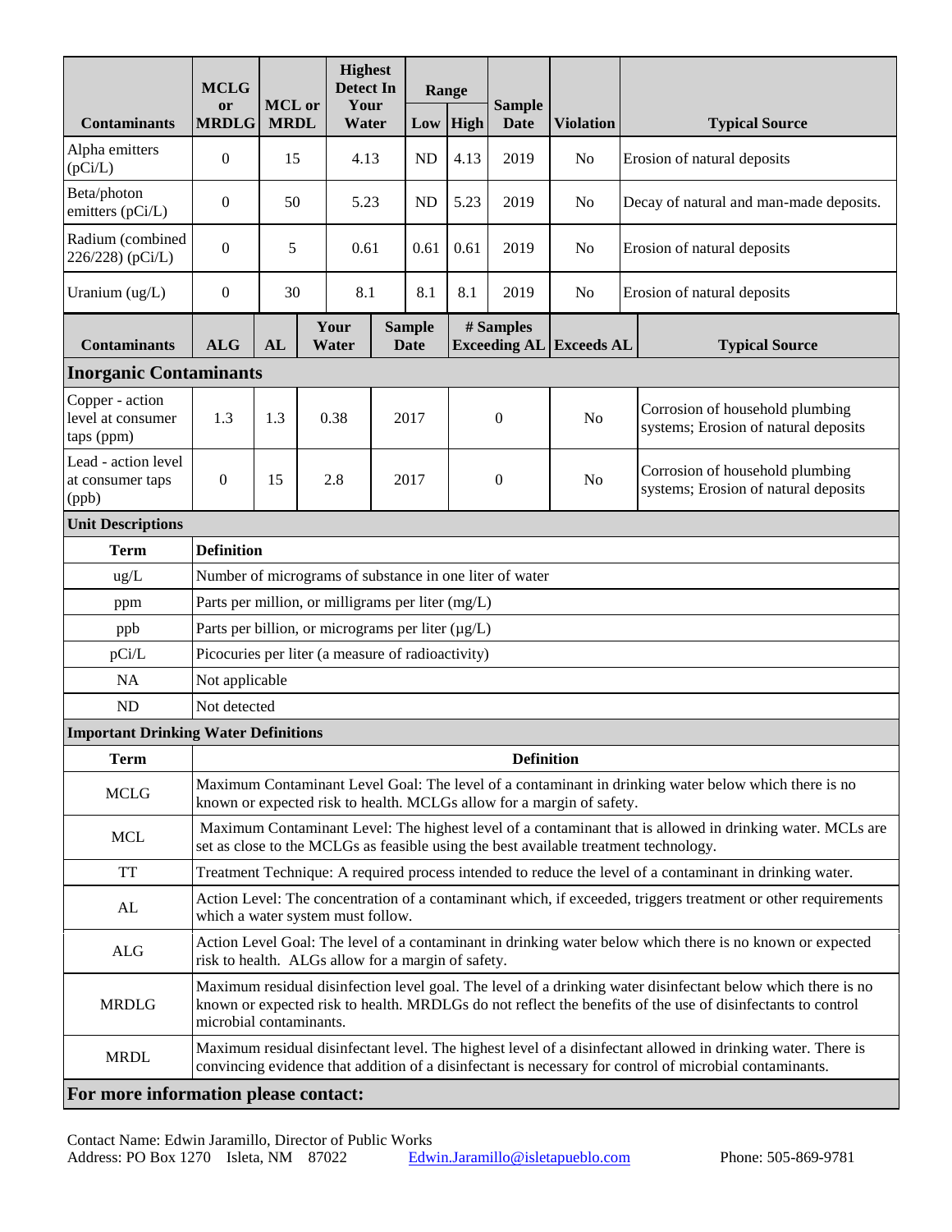| Contaminants | MCLG or MRDLG | MCL or MRDL | Highest Detect In Your Water | Range | | Sample Date | Violation | Typical Source |
|---|---|---|---|---|---|---|---|---|
| | | | | Low | High | | | |
| Alpha emitters (pCi/L) | 0 | 15 | 4.13 | ND | 4.13 | 2019 | No | Erosion of natural deposits |
| Beta/photon emitters (pCi/L) | 0 | 50 | 5.23 | ND | 5.23 | 2019 | No | Decay of natural and man-made deposits. |
| Radium (combined 226/228) (pCi/L) | 0 | 5 | 0.61 | 0.61 | 0.61 | 2019 | No | Erosion of natural deposits |
| Uranium (ug/L) | 0 | 30 | 8.1 | 8.1 | 8.1 | 2019 | No | Erosion of natural deposits |

| Contaminants | ALG | AL | Your Water | Sample Date | # Samples Exceeding AL | Exceeds AL | Typical Source |
|---|---|---|---|---|---|---|---|
| **Inorganic Contaminants** | | | | | | | |
| Copper - action level at consumer taps (ppm) | 1.3 | 1.3 | 0.38 | 2017 | 0 | No | Corrosion of household plumbing systems; Erosion of natural deposits |
| Lead - action level at consumer taps (ppb) | 0 | 15 | 2.8 | 2017 | 0 | No | Corrosion of household plumbing systems; Erosion of natural deposits |

**Unit Descriptions**

| Term | Definition |
|---|---|
| ug/L | Number of micrograms of substance in one liter of water |
| ppm | Parts per million, or milligrams per liter (mg/L) |
| ppb | Parts per billion, or micrograms per liter (µg/L) |
| pCi/L | Picocuries per liter (a measure of radioactivity) |
| NA | Not applicable |
| ND | Not detected |

**Important Drinking Water Definitions**

| Term | Definition |
|---|---|
| MCLG | Maximum Contaminant Level Goal: The level of a contaminant in drinking water below which there is no known or expected risk to health. MCLGs allow for a margin of safety. |
| MCL | Maximum Contaminant Level: The highest level of a contaminant that is allowed in drinking water. MCLs are set as close to the MCLGs as feasible using the best available treatment technology. |
| TT | Treatment Technique: A required process intended to reduce the level of a contaminant in drinking water. |
| AL | Action Level: The concentration of a contaminant which, if exceeded, triggers treatment or other requirements which a water system must follow. |
| ALG | Action Level Goal: The level of a contaminant in drinking water below which there is no known or expected risk to health. ALGs allow for a margin of safety. |
| MRDLG | Maximum residual disinfection level goal. The level of a drinking water disinfectant below which there is no known or expected risk to health. MRDLGs do not reflect the benefits of the use of disinfectants to control microbial contaminants. |
| MRDL | Maximum residual disinfectant level. The highest level of a disinfectant allowed in drinking water. There is convincing evidence that addition of a disinfectant is necessary for control of microbial contaminants. |

**For more information please contact:**

Contact Name: Edwin Jaramillo, Director of Public Works
Address: PO Box 1270 Isleta, NM 87022 Edwin.Jaramillo@isletapueblo.com Phone: 505-869-9781